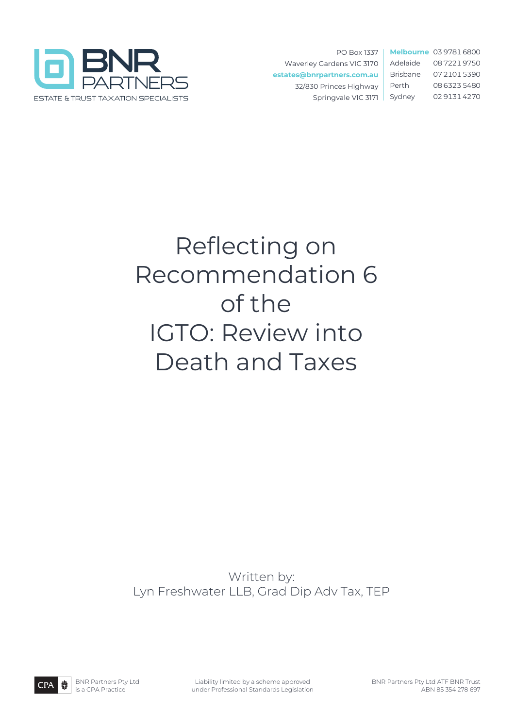BNR PARTNERS

ESTATE & TRUST TAXATION SPECIALISTS

PO Box 1337
Waverley Gardens VIC 3170
estates@bnrpartners.com.au
32/830 Princes Highway
Springvale VIC 3171

| | |
|---|---|
| **Melbourne** | 03 9781 6800 |
| Adelaide | 08 7221 9750 |
| Brisbane | 07 2101 5390 |
| Perth | 08 6323 5480 |
| Sydney | 02 9131 4270 |

# Reflecting on Recommendation 6 of the IGTO: Review into Death and Taxes

Written by:
Lyn Freshwater LLB, Grad Dip Adv Tax, TEP

CPA — BNR Partners Pty Ltd is a CPA Practice

Liability limited by a scheme approved under Professional Standards Legislation

BNR Partners Pty Ltd ATF BNR Trust
ABN 85 354 278 697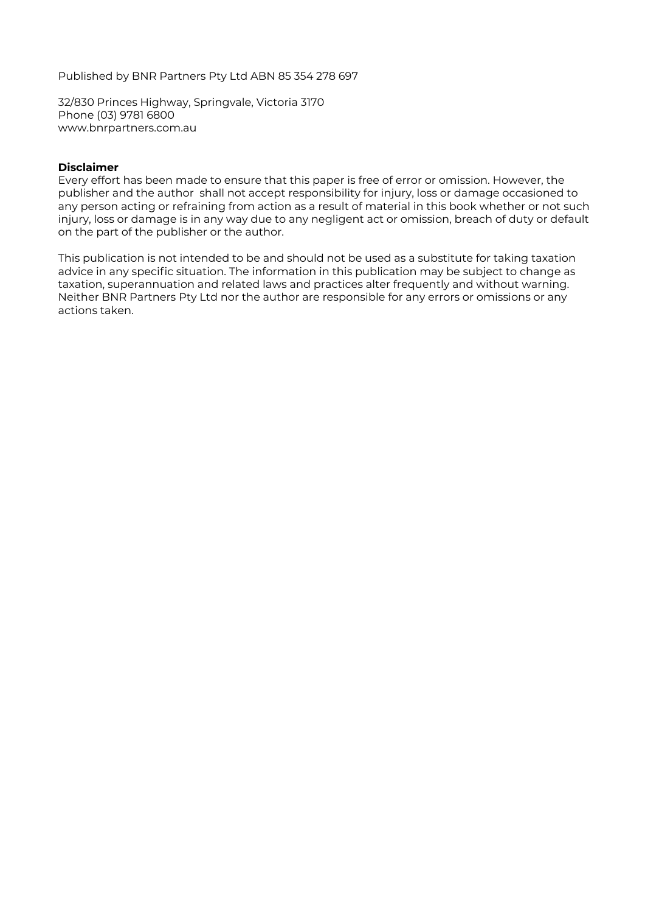Published by BNR Partners Pty Ltd ABN 85 354 278 697

32/830 Princes Highway, Springvale, Victoria 3170
Phone (03) 9781 6800
www.bnrpartners.com.au

**Disclaimer**
Every effort has been made to ensure that this paper is free of error or omission. However, the publisher and the author shall not accept responsibility for injury, loss or damage occasioned to any person acting or refraining from action as a result of material in this book whether or not such injury, loss or damage is in any way due to any negligent act or omission, breach of duty or default on the part of the publisher or the author.

This publication is not intended to be and should not be used as a substitute for taking taxation advice in any specific situation. The information in this publication may be subject to change as taxation, superannuation and related laws and practices alter frequently and without warning. Neither BNR Partners Pty Ltd nor the author are responsible for any errors or omissions or any actions taken.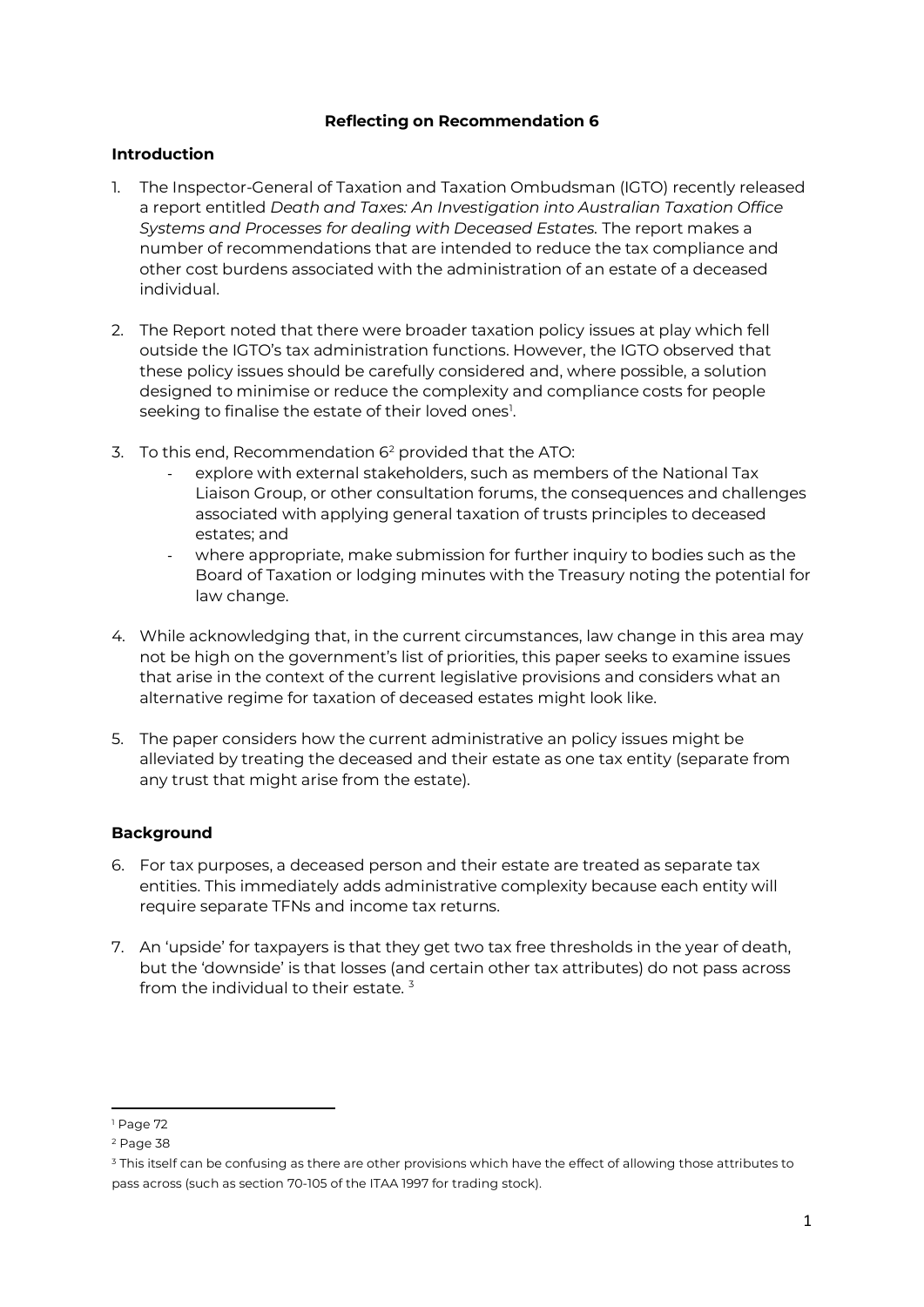**Reflecting on Recommendation 6**

**Introduction**

1. The Inspector-General of Taxation and Taxation Ombudsman (IGTO) recently released a report entitled *Death and Taxes: An Investigation into Australian Taxation Office Systems and Processes for dealing with Deceased Estates.* The report makes a number of recommendations that are intended to reduce the tax compliance and other cost burdens associated with the administration of an estate of a deceased individual.

2. The Report noted that there were broader taxation policy issues at play which fell outside the IGTO's tax administration functions. However, the IGTO observed that these policy issues should be carefully considered and, where possible, a solution designed to minimise or reduce the complexity and compliance costs for people seeking to finalise the estate of their loved ones[1].

3. To this end, Recommendation 6[2] provided that the ATO:
   - explore with external stakeholders, such as members of the National Tax Liaison Group, or other consultation forums, the consequences and challenges associated with applying general taxation of trusts principles to deceased estates; and
   - where appropriate, make submission for further inquiry to bodies such as the Board of Taxation or lodging minutes with the Treasury noting the potential for law change.

4. While acknowledging that, in the current circumstances, law change in this area may not be high on the government's list of priorities, this paper seeks to examine issues that arise in the context of the current legislative provisions and considers what an alternative regime for taxation of deceased estates might look like.

5. The paper considers how the current administrative an policy issues might be alleviated by treating the deceased and their estate as one tax entity (separate from any trust that might arise from the estate).

**Background**

6. For tax purposes, a deceased person and their estate are treated as separate tax entities. This immediately adds administrative complexity because each entity will require separate TFNs and income tax returns.

7. An 'upside' for taxpayers is that they get two tax free thresholds in the year of death, but the 'downside' is that losses (and certain other tax attributes) do not pass across from the individual to their estate. [3]

---

[1] Page 72

[2] Page 38

[3] This itself can be confusing as there are other provisions which have the effect of allowing those attributes to pass across (such as section 70-105 of the ITAA 1997 for trading stock).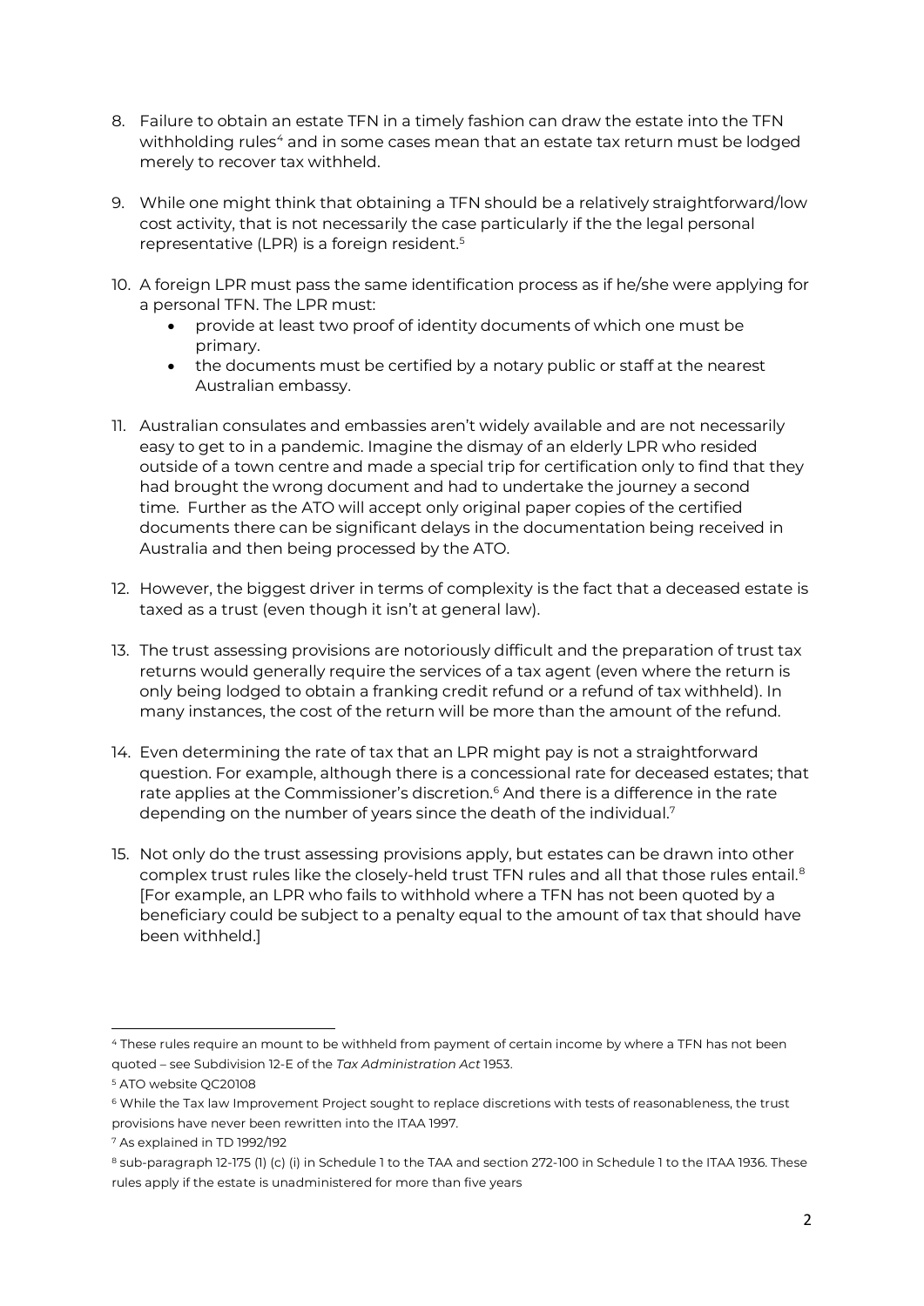8. Failure to obtain an estate TFN in a timely fashion can draw the estate into the TFN withholding rules[4] and in some cases mean that an estate tax return must be lodged merely to recover tax withheld.

9. While one might think that obtaining a TFN should be a relatively straightforward/low cost activity, that is not necessarily the case particularly if the the legal personal representative (LPR) is a foreign resident.[5]

10. A foreign LPR must pass the same identification process as if he/she were applying for a personal TFN. The LPR must:
    - provide at least two proof of identity documents of which one must be primary.
    - the documents must be certified by a notary public or staff at the nearest Australian embassy.

11. Australian consulates and embassies aren't widely available and are not necessarily easy to get to in a pandemic. Imagine the dismay of an elderly LPR who resided outside of a town centre and made a special trip for certification only to find that they had brought the wrong document and had to undertake the journey a second time. Further as the ATO will accept only original paper copies of the certified documents there can be significant delays in the documentation being received in Australia and then being processed by the ATO.

12. However, the biggest driver in terms of complexity is the fact that a deceased estate is taxed as a trust (even though it isn't at general law).

13. The trust assessing provisions are notoriously difficult and the preparation of trust tax returns would generally require the services of a tax agent (even where the return is only being lodged to obtain a franking credit refund or a refund of tax withheld). In many instances, the cost of the return will be more than the amount of the refund.

14. Even determining the rate of tax that an LPR might pay is not a straightforward question. For example, although there is a concessional rate for deceased estates; that rate applies at the Commissioner's discretion.[6] And there is a difference in the rate depending on the number of years since the death of the individual.[7]

15. Not only do the trust assessing provisions apply, but estates can be drawn into other complex trust rules like the closely-held trust TFN rules and all that those rules entail.[8] [For example, an LPR who fails to withhold where a TFN has not been quoted by a beneficiary could be subject to a penalty equal to the amount of tax that should have been withheld.]

---

[4] These rules require an mount to be withheld from payment of certain income by where a TFN has not been quoted – see Subdivision 12-E of the *Tax Administration Act* 1953.

[5] ATO website QC20108

[6] While the Tax law Improvement Project sought to replace discretions with tests of reasonableness, the trust provisions have never been rewritten into the ITAA 1997.

[7] As explained in TD 1992/192

[8] sub-paragraph 12-175 (1) (c) (i) in Schedule 1 to the TAA and section 272-100 in Schedule 1 to the ITAA 1936. These rules apply if the estate is unadministered for more than five years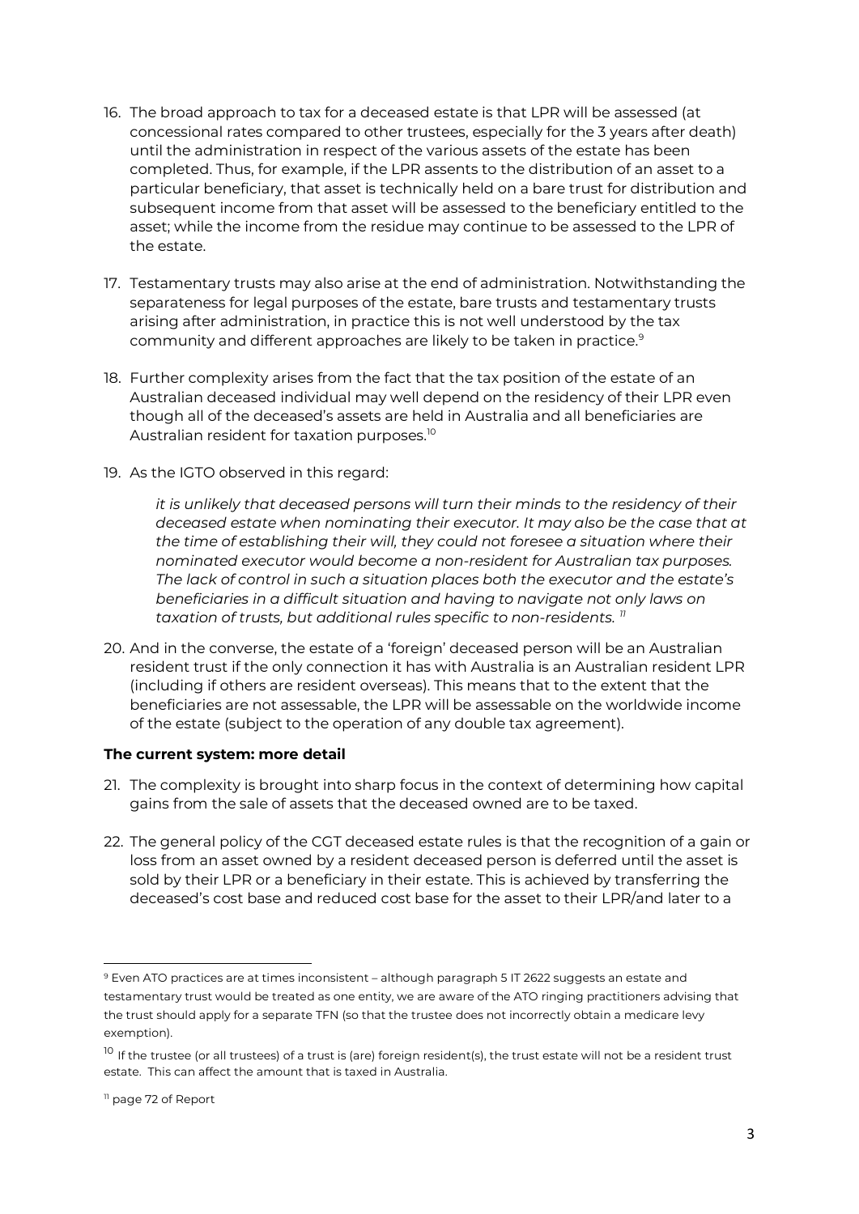16. The broad approach to tax for a deceased estate is that LPR will be assessed (at concessional rates compared to other trustees, especially for the 3 years after death) until the administration in respect of the various assets of the estate has been completed. Thus, for example, if the LPR assents to the distribution of an asset to a particular beneficiary, that asset is technically held on a bare trust for distribution and subsequent income from that asset will be assessed to the beneficiary entitled to the asset; while the income from the residue may continue to be assessed to the LPR of the estate.

17. Testamentary trusts may also arise at the end of administration. Notwithstanding the separateness for legal purposes of the estate, bare trusts and testamentary trusts arising after administration, in practice this is not well understood by the tax community and different approaches are likely to be taken in practice.[9]

18. Further complexity arises from the fact that the tax position of the estate of an Australian deceased individual may well depend on the residency of their LPR even though all of the deceased's assets are held in Australia and all beneficiaries are Australian resident for taxation purposes.[10]

19. As the IGTO observed in this regard:

    *it is unlikely that deceased persons will turn their minds to the residency of their deceased estate when nominating their executor. It may also be the case that at the time of establishing their will, they could not foresee a situation where their nominated executor would become a non-resident for Australian tax purposes. The lack of control in such a situation places both the executor and the estate's beneficiaries in a difficult situation and having to navigate not only laws on taxation of trusts, but additional rules specific to non-residents.* [11]

20. And in the converse, the estate of a 'foreign' deceased person will be an Australian resident trust if the only connection it has with Australia is an Australian resident LPR (including if others are resident overseas). This means that to the extent that the beneficiaries are not assessable, the LPR will be assessable on the worldwide income of the estate (subject to the operation of any double tax agreement).

**The current system: more detail**

21. The complexity is brought into sharp focus in the context of determining how capital gains from the sale of assets that the deceased owned are to be taxed.

22. The general policy of the CGT deceased estate rules is that the recognition of a gain or loss from an asset owned by a resident deceased person is deferred until the asset is sold by their LPR or a beneficiary in their estate. This is achieved by transferring the deceased's cost base and reduced cost base for the asset to their LPR/and later to a

---

[9] Even ATO practices are at times inconsistent – although paragraph 5 IT 2622 suggests an estate and testamentary trust would be treated as one entity, we are aware of the ATO ringing practitioners advising that the trust should apply for a separate TFN (so that the trustee does not incorrectly obtain a medicare levy exemption).

[10] If the trustee (or all trustees) of a trust is (are) foreign resident(s), the trust estate will not be a resident trust estate. This can affect the amount that is taxed in Australia.

[11] page 72 of Report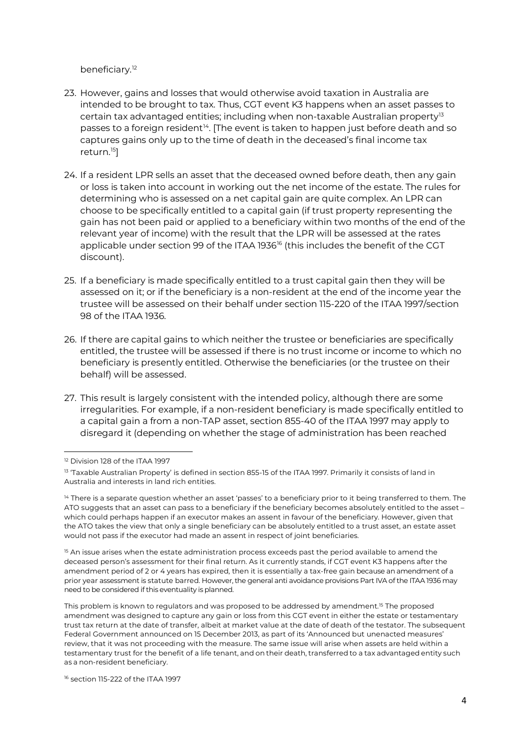beneficiary.[12]

23. However, gains and losses that would otherwise avoid taxation in Australia are intended to be brought to tax. Thus, CGT event K3 happens when an asset passes to certain tax advantaged entities; including when non-taxable Australian property[13] passes to a foreign resident[14]. [The event is taken to happen just before death and so captures gains only up to the time of death in the deceased's final income tax return.[15]]

24. If a resident LPR sells an asset that the deceased owned before death, then any gain or loss is taken into account in working out the net income of the estate. The rules for determining who is assessed on a net capital gain are quite complex. An LPR can choose to be specifically entitled to a capital gain (if trust property representing the gain has not been paid or applied to a beneficiary within two months of the end of the relevant year of income) with the result that the LPR will be assessed at the rates applicable under section 99 of the ITAA 1936[16] (this includes the benefit of the CGT discount).

25. If a beneficiary is made specifically entitled to a trust capital gain then they will be assessed on it; or if the beneficiary is a non-resident at the end of the income year the trustee will be assessed on their behalf under section 115-220 of the ITAA 1997/section 98 of the ITAA 1936.

26. If there are capital gains to which neither the trustee or beneficiaries are specifically entitled, the trustee will be assessed if there is no trust income or income to which no beneficiary is presently entitled. Otherwise the beneficiaries (or the trustee on their behalf) will be assessed.

27. This result is largely consistent with the intended policy, although there are some irregularities. For example, if a non-resident beneficiary is made specifically entitled to a capital gain a from a non-TAP asset, section 855-40 of the ITAA 1997 may apply to disregard it (depending on whether the stage of administration has been reached

---

[12] Division 128 of the ITAA 1997

[13] 'Taxable Australian Property' is defined in section 855-15 of the ITAA 1997. Primarily it consists of land in Australia and interests in land rich entities.

[14] There is a separate question whether an asset 'passes' to a beneficiary prior to it being transferred to them. The ATO suggests that an asset can pass to a beneficiary if the beneficiary becomes absolutely entitled to the asset – which could perhaps happen if an executor makes an assent in favour of the beneficiary. However, given that the ATO takes the view that only a single beneficiary can be absolutely entitled to a trust asset, an estate asset would not pass if the executor had made an assent in respect of joint beneficiaries.

[15] An issue arises when the estate administration process exceeds past the period available to amend the deceased person's assessment for their final return. As it currently stands, if CGT event K3 happens after the amendment period of 2 or 4 years has expired, then it is essentially a tax-free gain because an amendment of a prior year assessment is statute barred. However, the general anti avoidance provisions Part IVA of the ITAA 1936 may need to be considered if this eventuality is planned.

This problem is known to regulators and was proposed to be addressed by amendment.[15] The proposed amendment was designed to capture any gain or loss from this CGT event in either the estate or testamentary trust tax return at the date of transfer, albeit at market value at the date of death of the testator. The subsequent Federal Government announced on 15 December 2013, as part of its 'Announced but unenacted measures' review, that it was not proceeding with the measure. The same issue will arise when assets are held within a testamentary trust for the benefit of a life tenant, and on their death, transferred to a tax advantaged entity such as a non-resident beneficiary.

[16] section 115-222 of the ITAA 1997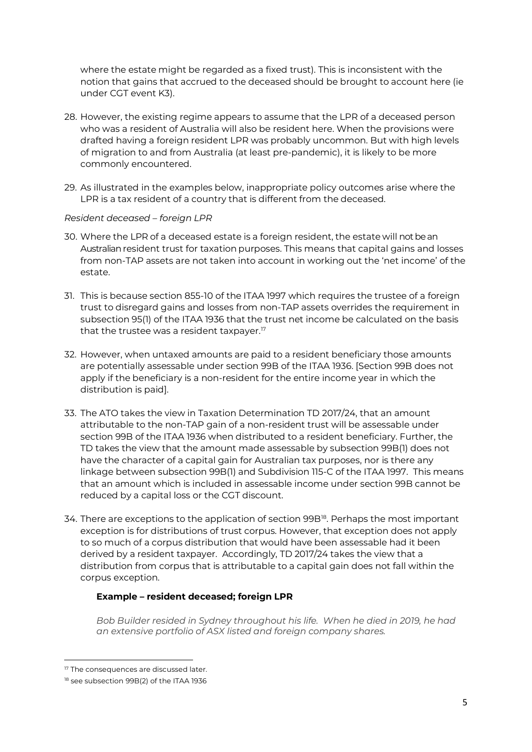where the estate might be regarded as a fixed trust). This is inconsistent with the notion that gains that accrued to the deceased should be brought to account here (ie under CGT event K3).

28. However, the existing regime appears to assume that the LPR of a deceased person who was a resident of Australia will also be resident here. When the provisions were drafted having a foreign resident LPR was probably uncommon. But with high levels of migration to and from Australia (at least pre-pandemic), it is likely to be more commonly encountered.

29. As illustrated in the examples below, inappropriate policy outcomes arise where the LPR is a tax resident of a country that is different from the deceased.

*Resident deceased – foreign LPR*

30. Where the LPR of a deceased estate is a foreign resident, the estate will not be an Australian resident trust for taxation purposes. This means that capital gains and losses from non-TAP assets are not taken into account in working out the 'net income' of the estate.

31. This is because section 855-10 of the ITAA 1997 which requires the trustee of a foreign trust to disregard gains and losses from non-TAP assets overrides the requirement in subsection 95(1) of the ITAA 1936 that the trust net income be calculated on the basis that the trustee was a resident taxpayer.[17]

32. However, when untaxed amounts are paid to a resident beneficiary those amounts are potentially assessable under section 99B of the ITAA 1936. [Section 99B does not apply if the beneficiary is a non-resident for the entire income year in which the distribution is paid].

33. The ATO takes the view in Taxation Determination TD 2017/24, that an amount attributable to the non-TAP gain of a non-resident trust will be assessable under section 99B of the ITAA 1936 when distributed to a resident beneficiary. Further, the TD takes the view that the amount made assessable by subsection 99B(1) does not have the character of a capital gain for Australian tax purposes, nor is there any linkage between subsection 99B(1) and Subdivision 115-C of the ITAA 1997. This means that an amount which is included in assessable income under section 99B cannot be reduced by a capital loss or the CGT discount.

34. There are exceptions to the application of section 99B[18]. Perhaps the most important exception is for distributions of trust corpus. However, that exception does not apply to so much of a corpus distribution that would have been assessable had it been derived by a resident taxpayer. Accordingly, TD 2017/24 takes the view that a distribution from corpus that is attributable to a capital gain does not fall within the corpus exception.

**Example – resident deceased; foreign LPR**

*Bob Builder resided in Sydney throughout his life. When he died in 2019, he had an extensive portfolio of ASX listed and foreign company shares.*

---

[17] The consequences are discussed later.

[18] see subsection 99B(2) of the ITAA 1936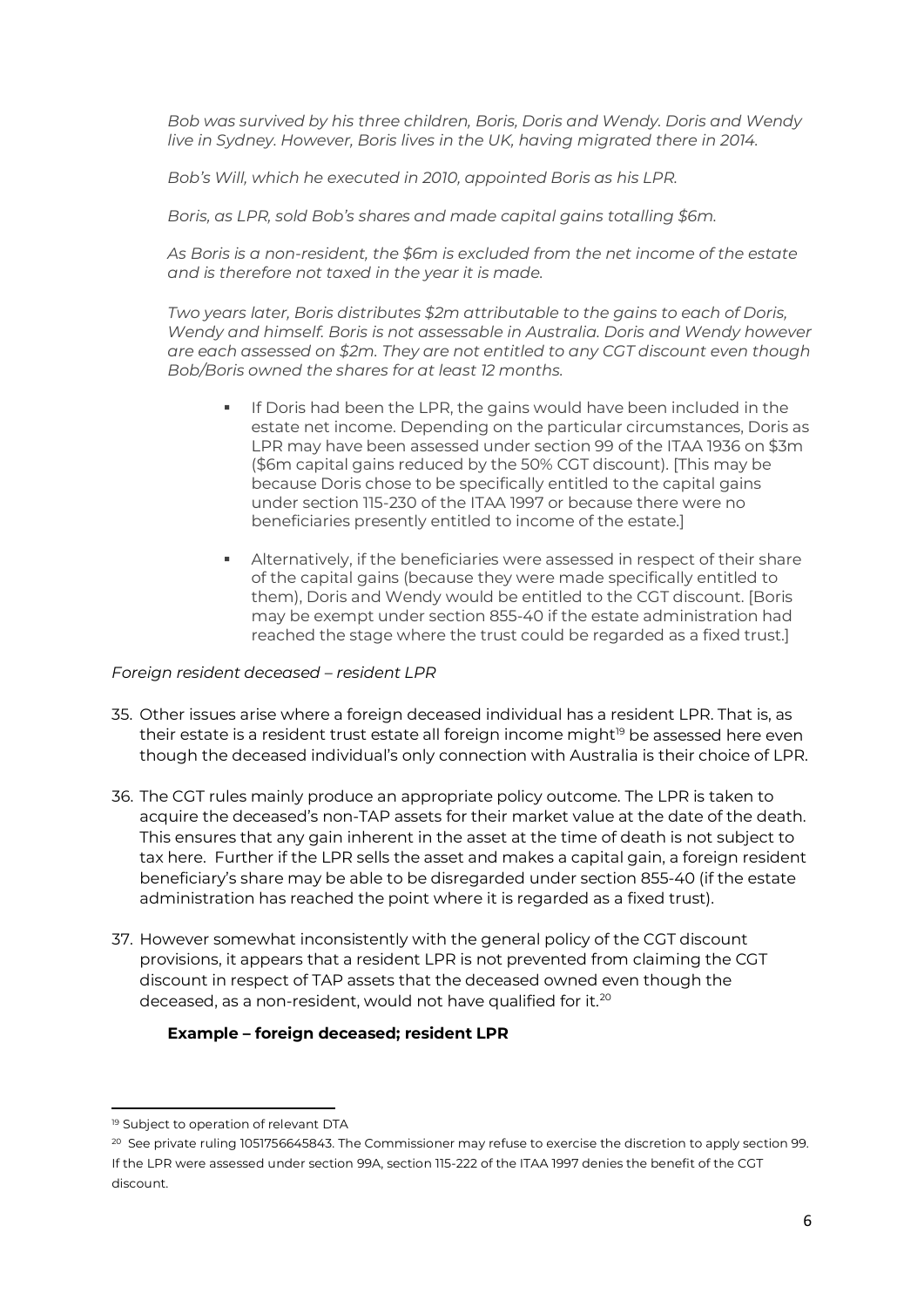*Bob was survived by his three children, Boris, Doris and Wendy. Doris and Wendy live in Sydney. However, Boris lives in the UK, having migrated there in 2014.*

*Bob's Will, which he executed in 2010, appointed Boris as his LPR.*

*Boris, as LPR, sold Bob's shares and made capital gains totalling $6m.*

*As Boris is a non-resident, the $6m is excluded from the net income of the estate and is therefore not taxed in the year it is made.*

*Two years later, Boris distributes $2m attributable to the gains to each of Doris, Wendy and himself. Boris is not assessable in Australia. Doris and Wendy however are each assessed on $2m. They are not entitled to any CGT discount even though Bob/Boris owned the shares for at least 12 months.*

- If Doris had been the LPR, the gains would have been included in the estate net income. Depending on the particular circumstances, Doris as LPR may have been assessed under section 99 of the ITAA 1936 on $3m ($6m capital gains reduced by the 50% CGT discount). [This may be because Doris chose to be specifically entitled to the capital gains under section 115-230 of the ITAA 1997 or because there were no beneficiaries presently entitled to income of the estate.]
- Alternatively, if the beneficiaries were assessed in respect of their share of the capital gains (because they were made specifically entitled to them), Doris and Wendy would be entitled to the CGT discount. [Boris may be exempt under section 855-40 if the estate administration had reached the stage where the trust could be regarded as a fixed trust.]

*Foreign resident deceased – resident LPR*

35. Other issues arise where a foreign deceased individual has a resident LPR. That is, as their estate is a resident trust estate all foreign income might[19] be assessed here even though the deceased individual's only connection with Australia is their choice of LPR.

36. The CGT rules mainly produce an appropriate policy outcome. The LPR is taken to acquire the deceased's non-TAP assets for their market value at the date of the death. This ensures that any gain inherent in the asset at the time of death is not subject to tax here. Further if the LPR sells the asset and makes a capital gain, a foreign resident beneficiary's share may be able to be disregarded under section 855-40 (if the estate administration has reached the point where it is regarded as a fixed trust).

37. However somewhat inconsistently with the general policy of the CGT discount provisions, it appears that a resident LPR is not prevented from claiming the CGT discount in respect of TAP assets that the deceased owned even though the deceased, as a non-resident, would not have qualified for it.[20]

**Example – foreign deceased; resident LPR**

[19] Subject to operation of relevant DTA

[20] See private ruling 1051756645843. The Commissioner may refuse to exercise the discretion to apply section 99. If the LPR were assessed under section 99A, section 115-222 of the ITAA 1997 denies the benefit of the CGT discount.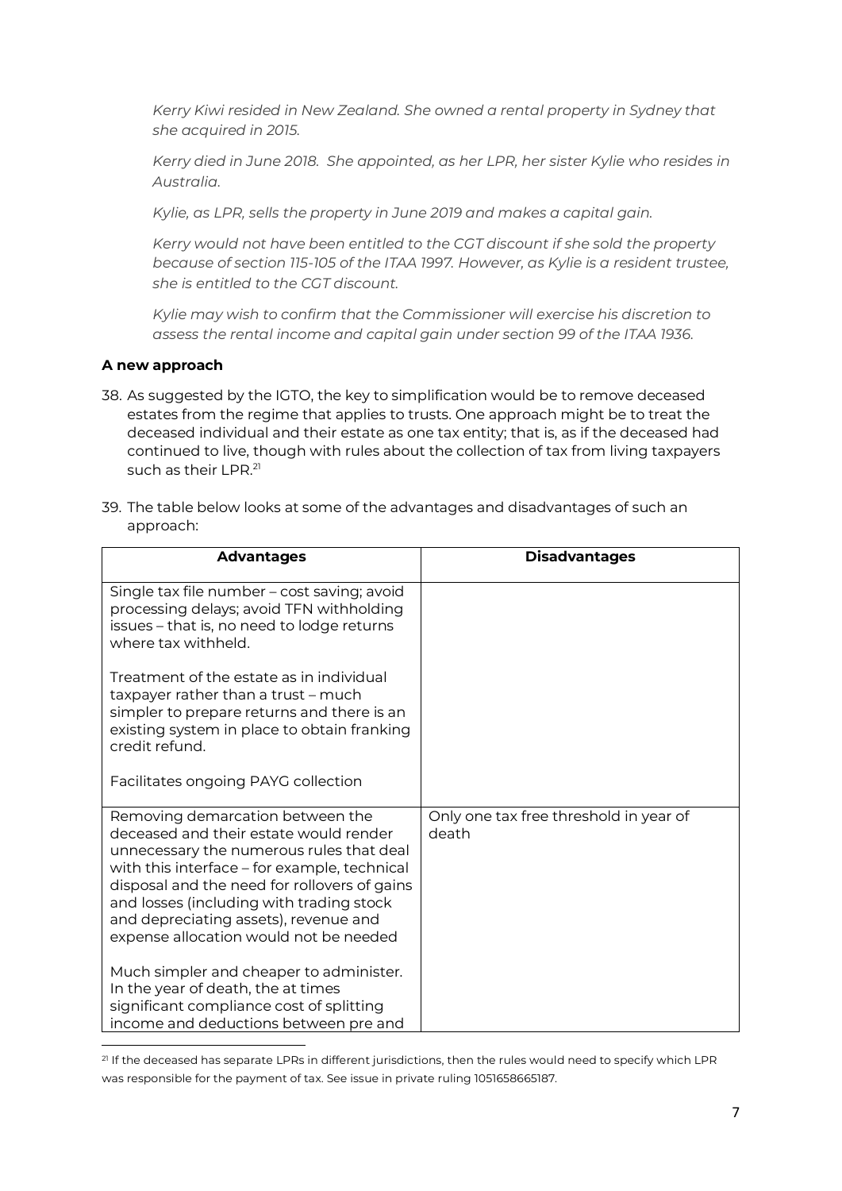*Kerry Kiwi resided in New Zealand. She owned a rental property in Sydney that she acquired in 2015.*

*Kerry died in June 2018. She appointed, as her LPR, her sister Kylie who resides in Australia.*

*Kylie, as LPR, sells the property in June 2019 and makes a capital gain.*

*Kerry would not have been entitled to the CGT discount if she sold the property because of section 115-105 of the ITAA 1997. However, as Kylie is a resident trustee, she is entitled to the CGT discount.*

*Kylie may wish to confirm that the Commissioner will exercise his discretion to assess the rental income and capital gain under section 99 of the ITAA 1936.*

**A new approach**

38. As suggested by the IGTO, the key to simplification would be to remove deceased estates from the regime that applies to trusts. One approach might be to treat the deceased individual and their estate as one tax entity; that is, as if the deceased had continued to live, though with rules about the collection of tax from living taxpayers such as their LPR.[21]

39. The table below looks at some of the advantages and disadvantages of such an approach:

| Advantages | Disadvantages |
|---|---|
| Single tax file number – cost saving; avoid processing delays; avoid TFN withholding issues – that is, no need to lodge returns where tax withheld.<br><br>Treatment of the estate as in individual taxpayer rather than a trust – much simpler to prepare returns and there is an existing system in place to obtain franking credit refund.<br><br>Facilitates ongoing PAYG collection | |
| Removing demarcation between the deceased and their estate would render unnecessary the numerous rules that deal with this interface – for example, technical disposal and the need for rollovers of gains and losses (including with trading stock and depreciating assets), revenue and expense allocation would not be needed<br><br>Much simpler and cheaper to administer. In the year of death, the at times significant compliance cost of splitting income and deductions between pre and | Only one tax free threshold in year of death |

[21] If the deceased has separate LPRs in different jurisdictions, then the rules would need to specify which LPR was responsible for the payment of tax. See issue in private ruling 1051658665187.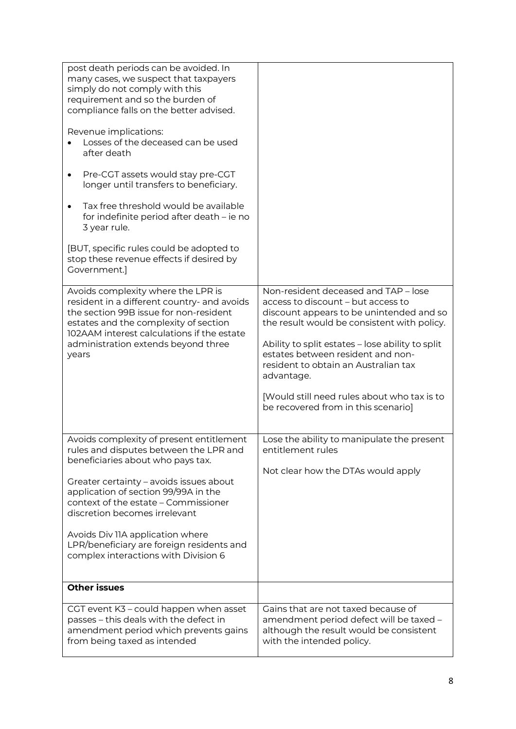| | |
|---|---|
| post death periods can be avoided. In many cases, we suspect that taxpayers simply do not comply with this requirement and so the burden of compliance falls on the better advised.<br><br>Revenue implications:<br>• Losses of the deceased can be used after death<br>• Pre-CGT assets would stay pre-CGT longer until transfers to beneficiary.<br>• Tax free threshold would be available for indefinite period after death – ie no 3 year rule.<br><br>[BUT, specific rules could be adopted to stop these revenue effects if desired by Government.] | |
| Avoids complexity where the LPR is resident in a different country- and avoids the section 99B issue for non-resident estates and the complexity of section 102AAM interest calculations if the estate administration extends beyond three years | Non-resident deceased and TAP – lose access to discount – but access to discount appears to be unintended and so the result would be consistent with policy.<br><br>Ability to split estates – lose ability to split estates between resident and non-resident to obtain an Australian tax advantage.<br><br>[Would still need rules about who tax is to be recovered from in this scenario] |
| Avoids complexity of present entitlement rules and disputes between the LPR and beneficiaries about who pays tax.<br><br>Greater certainty – avoids issues about application of section 99/99A in the context of the estate – Commissioner discretion becomes irrelevant<br><br>Avoids Div 11A application where LPR/beneficiary are foreign residents and complex interactions with Division 6 | Lose the ability to manipulate the present entitlement rules<br><br>Not clear how the DTAs would apply |
| **Other issues** | |
| CGT event K3 – could happen when asset passes – this deals with the defect in amendment period which prevents gains from being taxed as intended | Gains that are not taxed because of amendment period defect will be taxed – although the result would be consistent with the intended policy. |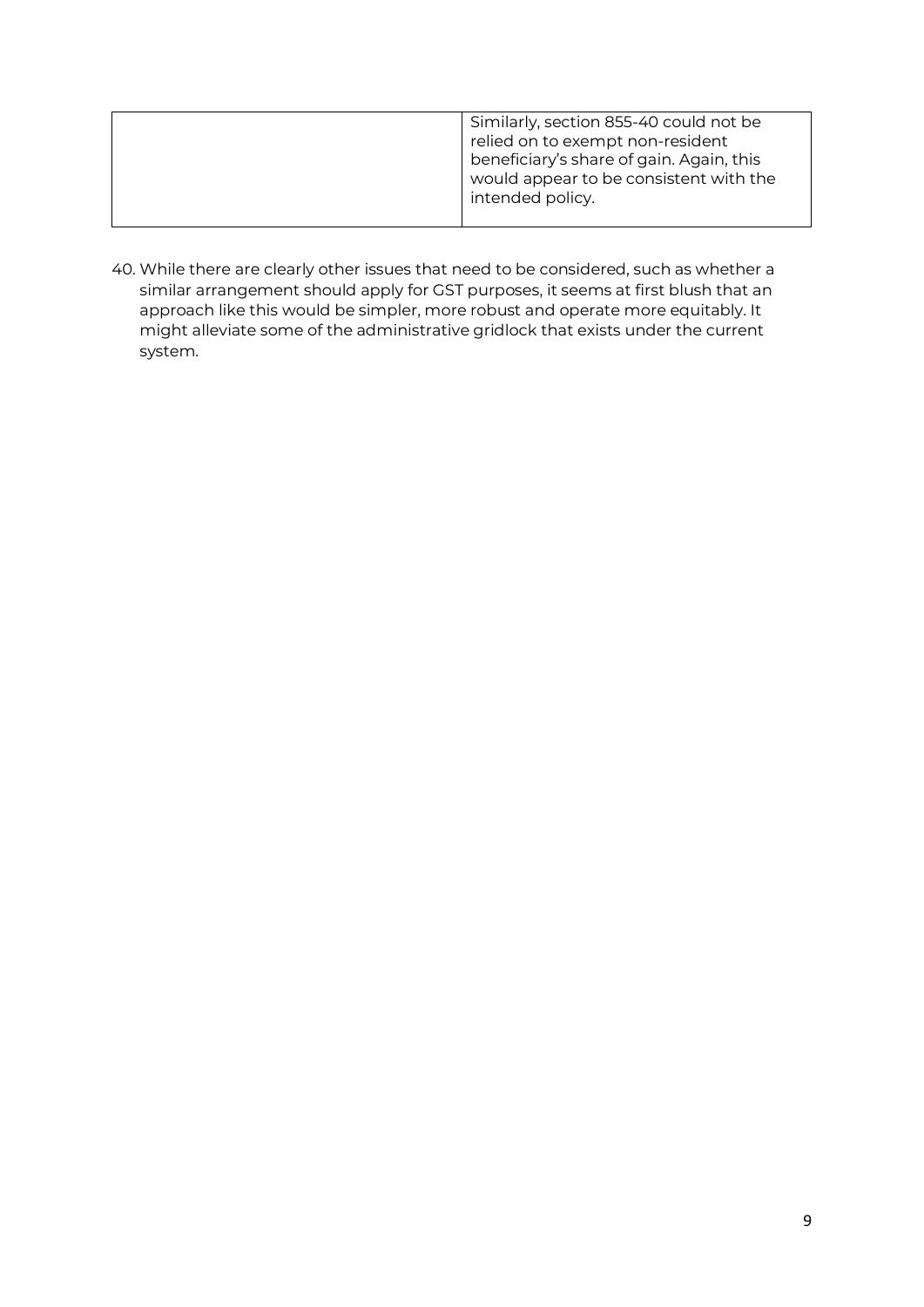| | |
| --- | --- |
| | Similarly, section 855-40 could not be relied on to exempt non-resident beneficiary's share of gain. Again, this would appear to be consistent with the intended policy. |

40. While there are clearly other issues that need to be considered, such as whether a similar arrangement should apply for GST purposes, it seems at first blush that an approach like this would be simpler, more robust and operate more equitably. It might alleviate some of the administrative gridlock that exists under the current system.